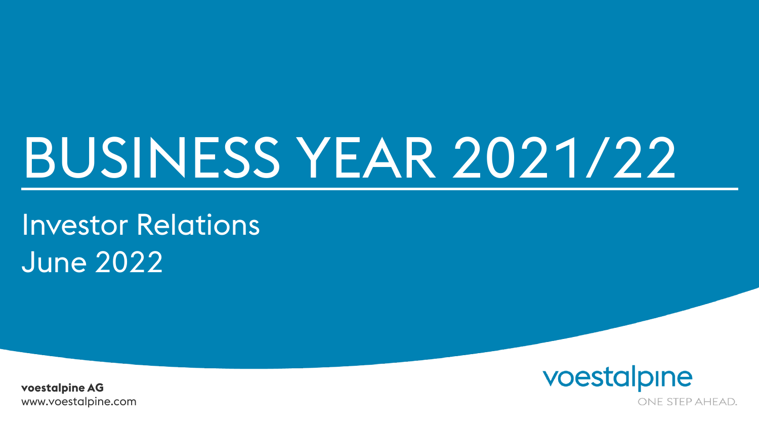# BUSINESS YEAR 2021/22

Investor Relations
June 2022

**voestalpine AG**
www.voestalpine.com

voestalpine
ONE STEP AHEAD.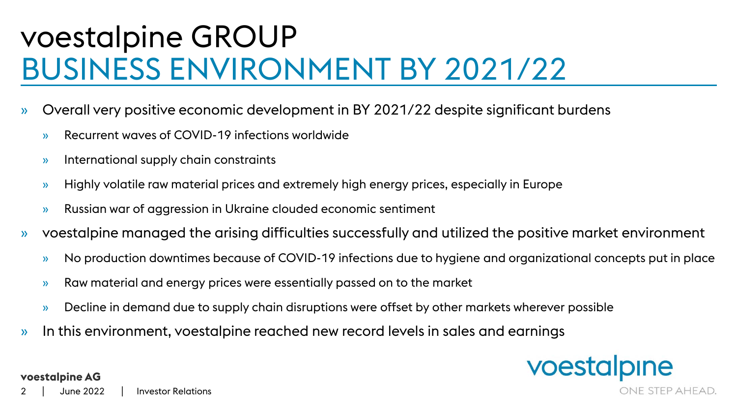# voestalpine GROUP
## BUSINESS ENVIRONMENT BY 2021/22

- Overall very positive economic development in BY 2021/22 despite significant burdens
  - Recurrent waves of COVID-19 infections worldwide
  - International supply chain constraints
  - Highly volatile raw material prices and extremely high energy prices, especially in Europe
  - Russian war of aggression in Ukraine clouded economic sentiment
- voestalpine managed the arising difficulties successfully and utilized the positive market environment
  - No production downtimes because of COVID-19 infections due to hygiene and organizational concepts put in place
  - Raw material and energy prices were essentially passed on to the market
  - Decline in demand due to supply chain disruptions were offset by other markets wherever possible
- In this environment, voestalpine reached new record levels in sales and earnings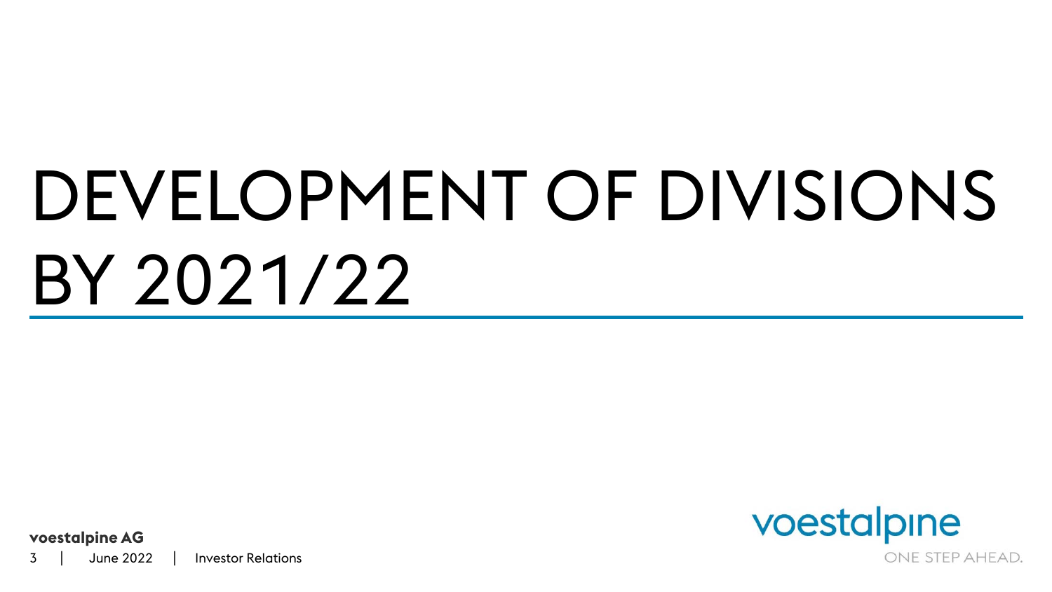# DEVELOPMENT OF DIVISIONS BY 2021/22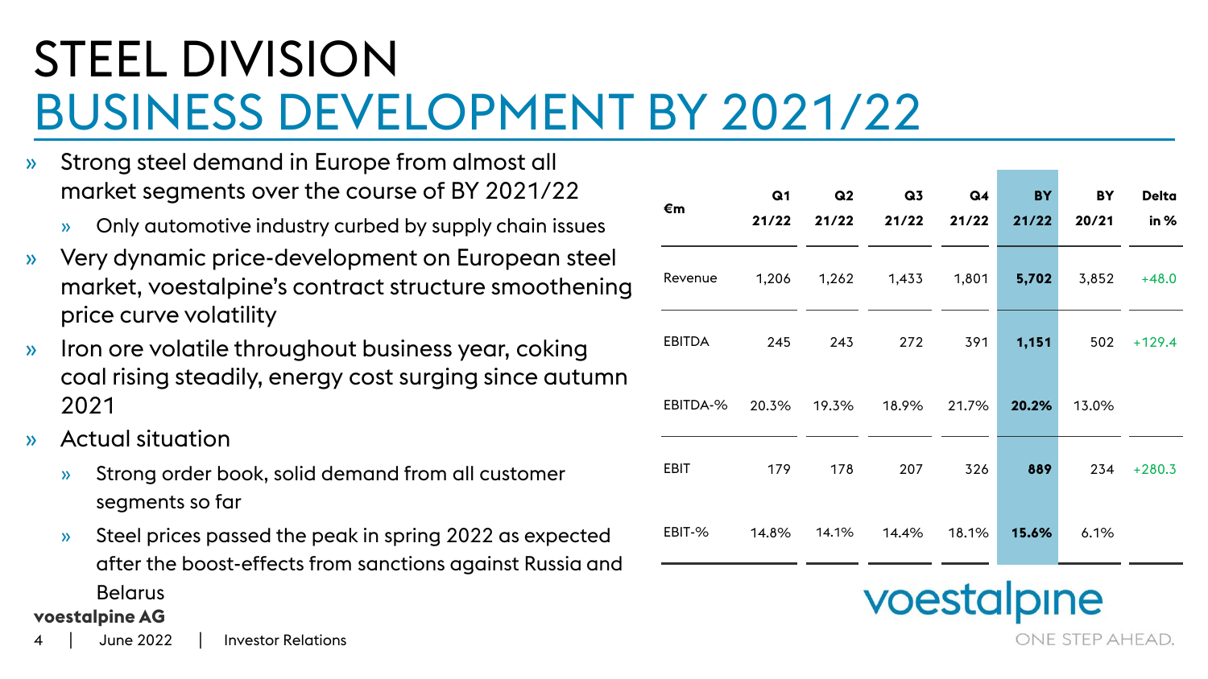# STEEL DIVISION
## BUSINESS DEVELOPMENT BY 2021/22

- Strong steel demand in Europe from almost all market segments over the course of BY 2021/22
  - Only automotive industry curbed by supply chain issues
- Very dynamic price-development on European steel market, voestalpine's contract structure smoothening price curve volatility
- Iron ore volatile throughout business year, coking coal rising steadily, energy cost surging since autumn 2021
- Actual situation
  - Strong order book, solid demand from all customer segments so far
  - Steel prices passed the peak in spring 2022 as expected after the boost-effects from sanctions against Russia and Belarus

| €m | Q1 21/22 | Q2 21/22 | Q3 21/22 | Q4 21/22 | BY 21/22 | BY 20/21 | Delta in % |
|---|---|---|---|---|---|---|---|
| Revenue | 1,206 | 1,262 | 1,433 | 1,801 | **5,702** | 3,852 | +48.0 |
| EBITDA | 245 | 243 | 272 | 391 | **1,151** | 502 | +129.4 |
| EBITDA-% | 20.3% | 19.3% | 18.9% | 21.7% | **20.2%** | 13.0% | |
| EBIT | 179 | 178 | 207 | 326 | **889** | 234 | +280.3 |
| EBIT-% | 14.8% | 14.1% | 14.4% | 18.1% | **15.6%** | 6.1% | |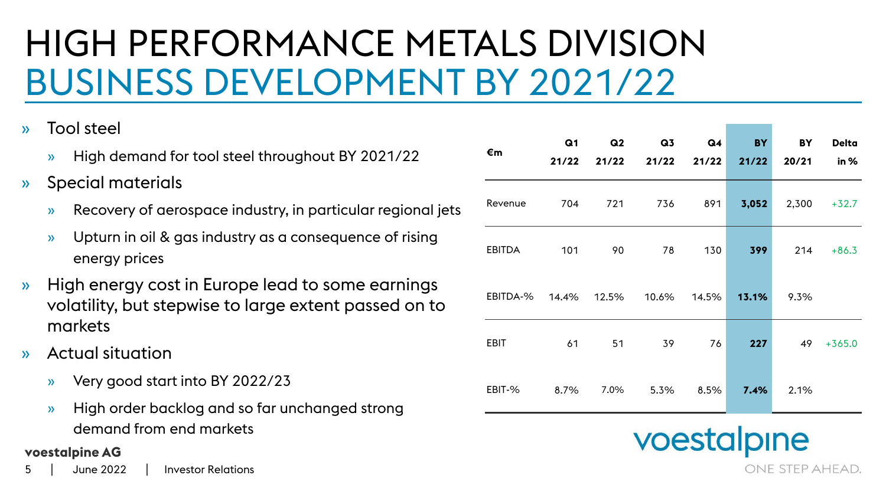# HIGH PERFORMANCE METALS DIVISION
## BUSINESS DEVELOPMENT BY 2021/22

- Tool steel
  - High demand for tool steel throughout BY 2021/22
- Special materials
  - Recovery of aerospace industry, in particular regional jets
  - Upturn in oil & gas industry as a consequence of rising energy prices
- High energy cost in Europe lead to some earnings volatility, but stepwise to large extent passed on to markets
- Actual situation
  - Very good start into BY 2022/23
  - High order backlog and so far unchanged strong demand from end markets

| €m | Q1 21/22 | Q2 21/22 | Q3 21/22 | Q4 21/22 | **BY 21/22** | BY 20/21 | Delta in % |
|---|---|---|---|---|---|---|---|
| Revenue | 704 | 721 | 736 | 891 | **3,052** | 2,300 | +32.7 |
| EBITDA | 101 | 90 | 78 | 130 | **399** | 214 | +86.3 |
| EBITDA-% | 14.4% | 12.5% | 10.6% | 14.5% | **13.1%** | 9.3% | |
| EBIT | 61 | 51 | 39 | 76 | **227** | 49 | +365.0 |
| EBIT-% | 8.7% | 7.0% | 5.3% | 8.5% | **7.4%** | 2.1% | |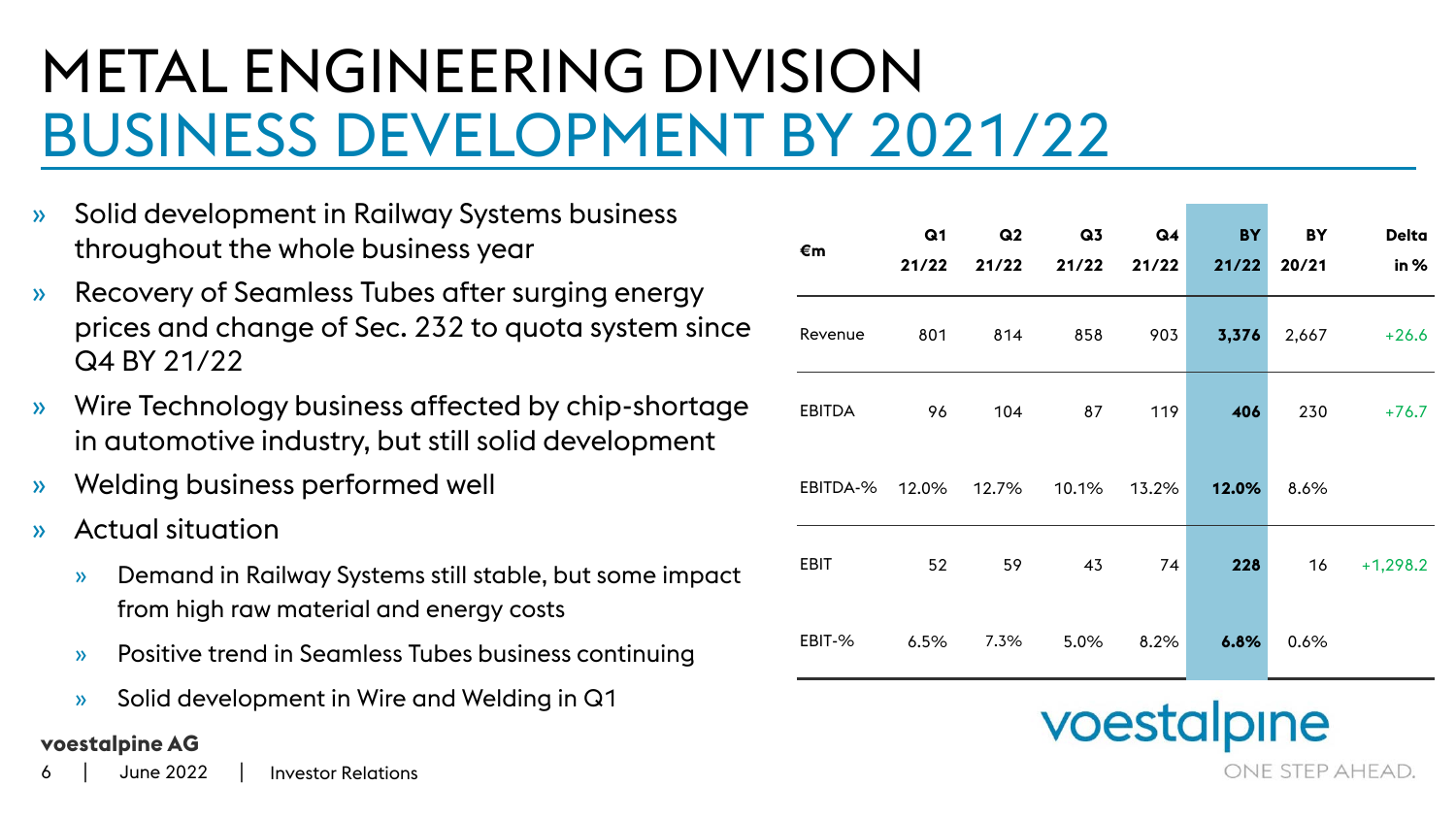# METAL ENGINEERING DIVISION
## BUSINESS DEVELOPMENT BY 2021/22

- Solid development in Railway Systems business throughout the whole business year
- Recovery of Seamless Tubes after surging energy prices and change of Sec. 232 to quota system since Q4 BY 21/22
- Wire Technology business affected by chip-shortage in automotive industry, but still solid development
- Welding business performed well
- Actual situation
  - Demand in Railway Systems still stable, but some impact from high raw material and energy costs
  - Positive trend in Seamless Tubes business continuing
  - Solid development in Wire and Welding in Q1

| €m | Q1 21/22 | Q2 21/22 | Q3 21/22 | Q4 21/22 | BY 21/22 | BY 20/21 | Delta in % |
|---|---|---|---|---|---|---|---|
| Revenue | 801 | 814 | 858 | 903 | **3,376** | 2,667 | +26.6 |
| EBITDA | 96 | 104 | 87 | 119 | **406** | 230 | +76.7 |
| EBITDA-% | 12.0% | 12.7% | 10.1% | 13.2% | **12.0%** | 8.6% | |
| EBIT | 52 | 59 | 43 | 74 | **228** | 16 | +1,298.2 |
| EBIT-% | 6.5% | 7.3% | 5.0% | 8.2% | **6.8%** | 0.6% | |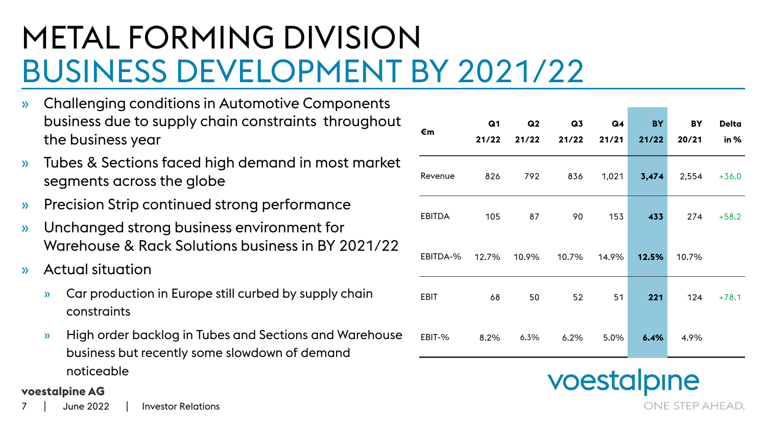# METAL FORMING DIVISION
## BUSINESS DEVELOPMENT BY 2021/22

- Challenging conditions in Automotive Components business due to supply chain constraints throughout the business year
- Tubes & Sections faced high demand in most market segments across the globe
- Precision Strip continued strong performance
- Unchanged strong business environment for Warehouse & Rack Solutions business in BY 2021/22
- Actual situation
  - Car production in Europe still curbed by supply chain constraints
  - High order backlog in Tubes and Sections and Warehouse business but recently some slowdown of demand noticeable

| €m | Q1 21/22 | Q2 21/22 | Q3 21/22 | Q4 21/21 | **BY 21/22** | BY 20/21 | Delta in % |
|---|---|---|---|---|---|---|---|
| Revenue | 826 | 792 | 836 | 1,021 | **3,474** | 2,554 | +36.0 |
| EBITDA | 105 | 87 | 90 | 153 | **433** | 274 | +58.2 |
| EBITDA-% | 12.7% | 10.9% | 10.7% | 14.9% | **12.5%** | 10.7% | |
| EBIT | 68 | 50 | 52 | 51 | **221** | 124 | +78.1 |
| EBIT-% | 8.2% | 6.3% | 6.2% | 5.0% | **6.4%** | 4.9% | |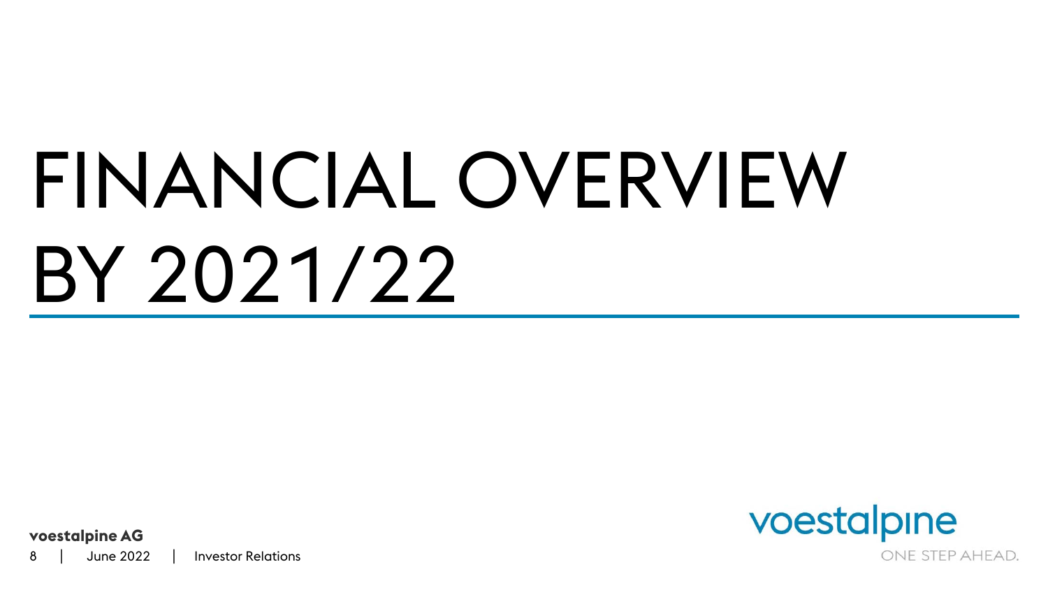# FINANCIAL OVERVIEW BY 2021/22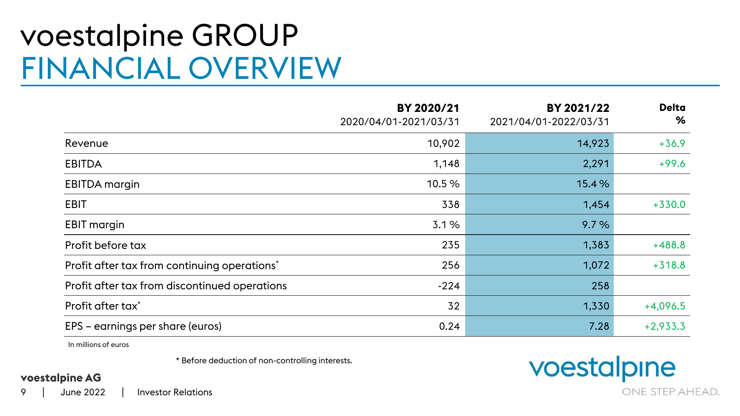# voestalpine GROUP
## FINANCIAL OVERVIEW

| | BY 2020/21<br>2020/04/01-2021/03/31 | BY 2021/22<br>2021/04/01-2022/03/31 | Delta<br>% |
|---|---|---|---|
| Revenue | 10,902 | 14,923 | +36.9 |
| EBITDA | 1,148 | 2,291 | +99.6 |
| EBITDA margin | 10.5 % | 15.4 % | |
| EBIT | 338 | 1,454 | +330.0 |
| EBIT margin | 3.1 % | 9.7 % | |
| Profit before tax | 235 | 1,383 | +488.8 |
| Profit after tax from continuing operations* | 256 | 1,072 | +318.8 |
| Profit after tax from discontinued operations | -224 | 258 | |
| Profit after tax* | 32 | 1,330 | +4,096.5 |
| EPS – earnings per share (euros) | 0.24 | 7.28 | +2,933.3 |

In millions of euros

* Before deduction of non-controlling interests.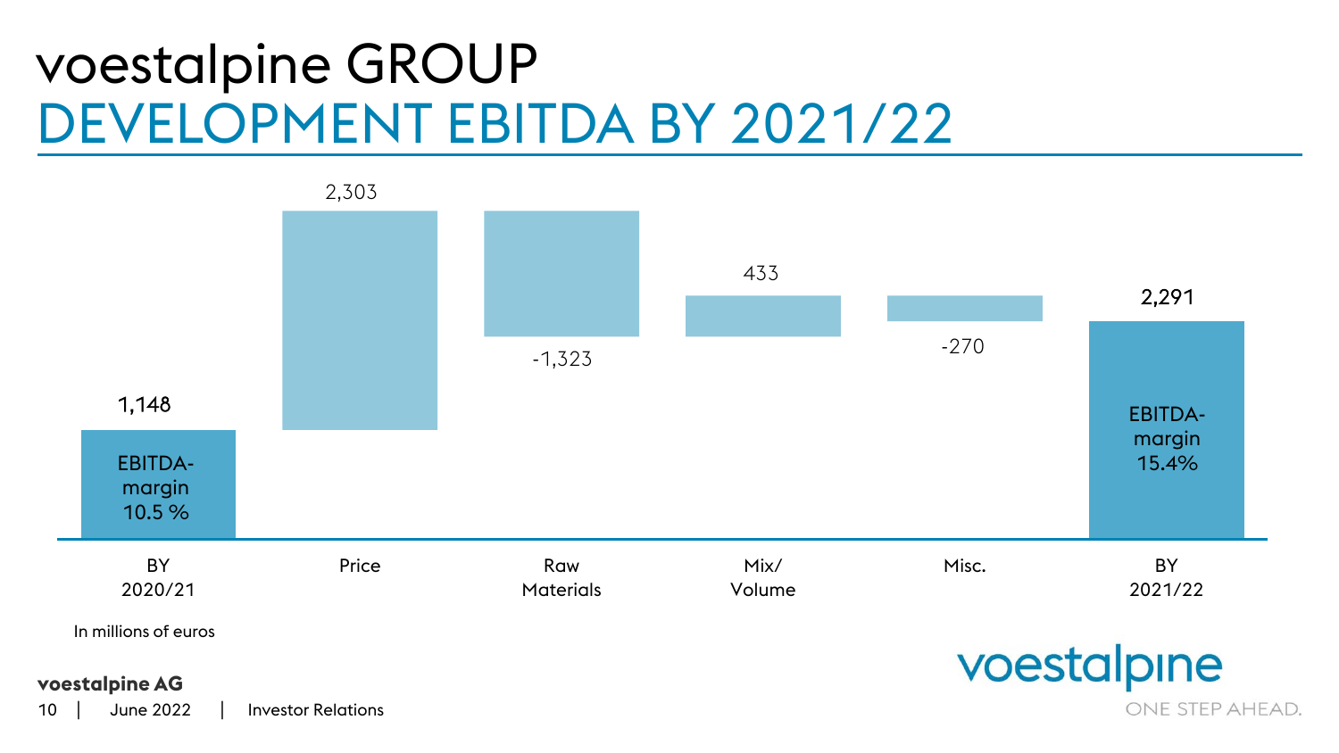# voestalpine GROUP
## DEVELOPMENT EBITDA BY 2021/22

| | BY 2020/21 | Price | Raw Materials | Mix/ Volume | Misc. | BY 2021/22 |
|---|---|---|---|---|---|---|
| EBITDA | 1,148 | 2,303 | -1,323 | 433 | -270 | 2,291 |
| EBITDA-margin | 10.5 % | | | | | 15.4% |

In millions of euros

voestalpine AG

June 2022 | Investor Relations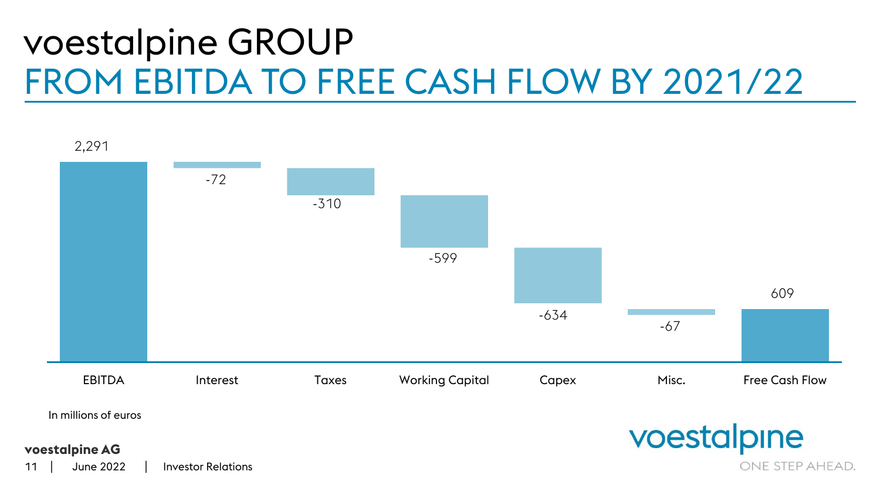# voestalpine GROUP

## FROM EBITDA TO FREE CASH FLOW BY 2021/22

| EBITDA | Interest | Taxes | Working Capital | Capex | Misc. | Free Cash Flow |
|---|---|---|---|---|---|---|
| 2,291 | -72 | -310 | -599 | -634 | -67 | 609 |

In millions of euros

voestalpine AG

June 2022 | Investor Relations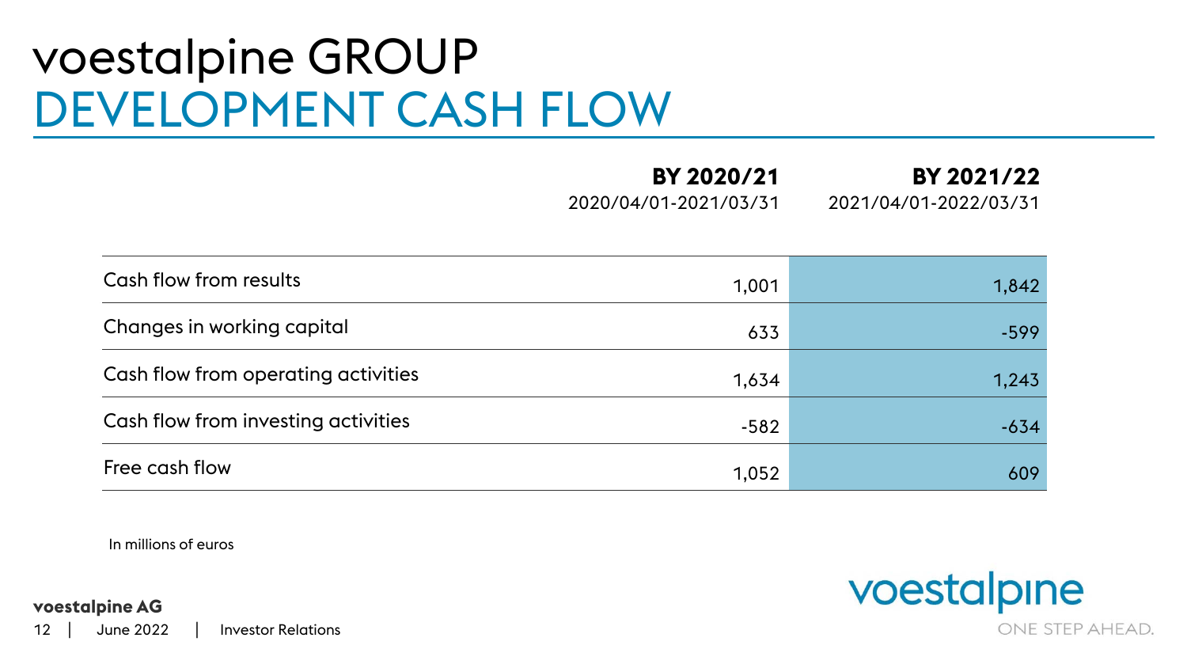# voestalpine GROUP
## DEVELOPMENT CASH FLOW

| | BY 2020/21<br>2020/04/01-2021/03/31 | BY 2021/22<br>2021/04/01-2022/03/31 |
|---|---|---|
| Cash flow from results | 1,001 | 1,842 |
| Changes in working capital | 633 | -599 |
| Cash flow from operating activities | 1,634 | 1,243 |
| Cash flow from investing activities | -582 | -634 |
| Free cash flow | 1,052 | 609 |

In millions of euros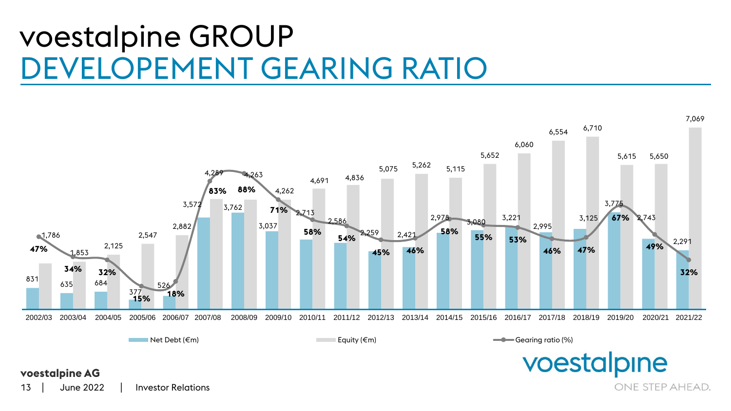# voestalpine GROUP

## DEVELOPEMENT GEARING RATIO

| Year | Net Debt (€m) | Equity (€m) | Gearing ratio (%) |
|---|---|---|---|
| 2002/03 | 831 | 1,786 | 47% |
| 2003/04 | 635 | 1,853 | 34% |
| 2004/05 | 684 | 2,125 | 32% |
| 2005/06 | 377 | 2,547 | 15% |
| 2006/07 | 526 | 2,882 | 18% |
| 2007/08 | 3,572 | 4,289 | 83% |
| 2008/09 | 3,762 | 4,263 | 88% |
| 2009/10 | 3,037 | 4,262 | 71% |
| 2010/11 | 2,713 | 4,691 | 58% |
| 2011/12 | 2,586 | 4,836 | 54% |
| 2012/13 | 2,259 | 5,075 | 45% |
| 2013/14 | 2,421 | 5,262 | 46% |
| 2014/15 | 2,978 | 5,115 | 58% |
| 2015/16 | 3,080 | 5,652 | 55% |
| 2016/17 | 3,221 | 6,060 | 53% |
| 2017/18 | 2,995 | 6,554 | 46% |
| 2018/19 | 3,125 | 6,710 | 47% |
| 2019/20 | 3,775 | 5,615 | 67% |
| 2020/21 | 2,743 | 5,650 | 49% |
| 2021/22 | 2,291 | 7,069 | 32% |

voestalpine AG

June 2022 | Investor Relations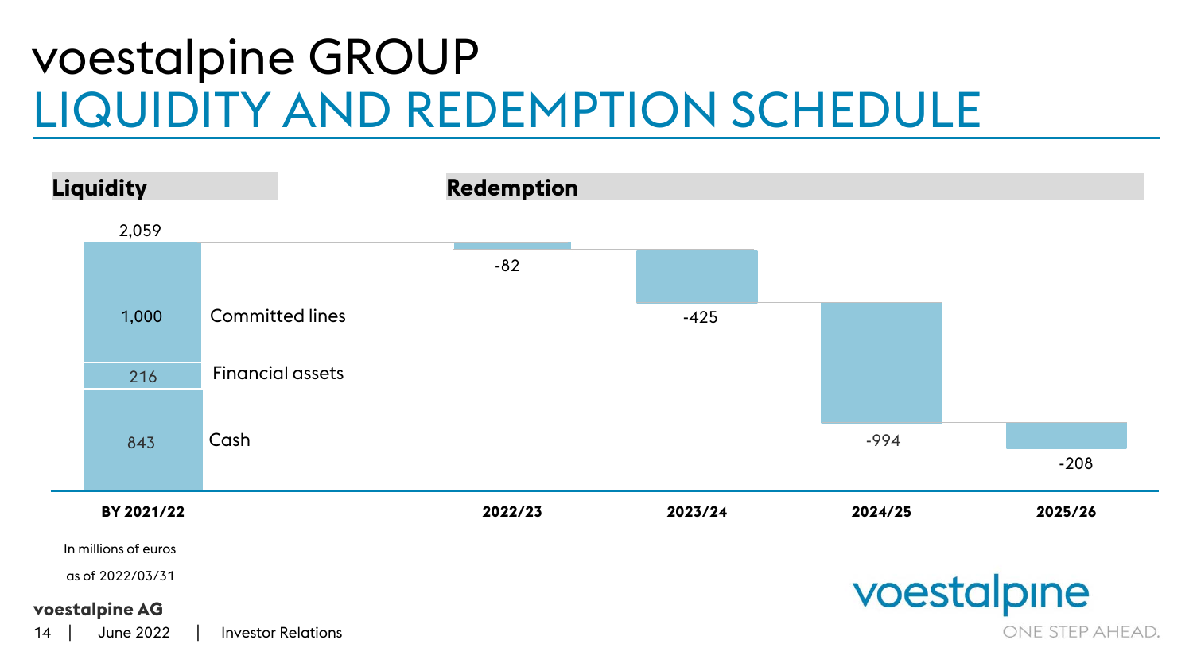# voestalpine GROUP
## LIQUIDITY AND REDEMPTION SCHEDULE

**Liquidity**

| BY 2021/22 | |
|---|---|
| Committed lines | 1,000 |
| Financial assets | 216 |
| Cash | 843 |
| **Total** | **2,059** |

**Redemption**

| 2022/23 | 2023/24 | 2024/25 | 2025/26 |
|---|---|---|---|
| -82 | -425 | -994 | -208 |

In millions of euros

as of 2022/03/31

voestalpine AG

June 2022 | Investor Relations

voestalpine ONE STEP AHEAD.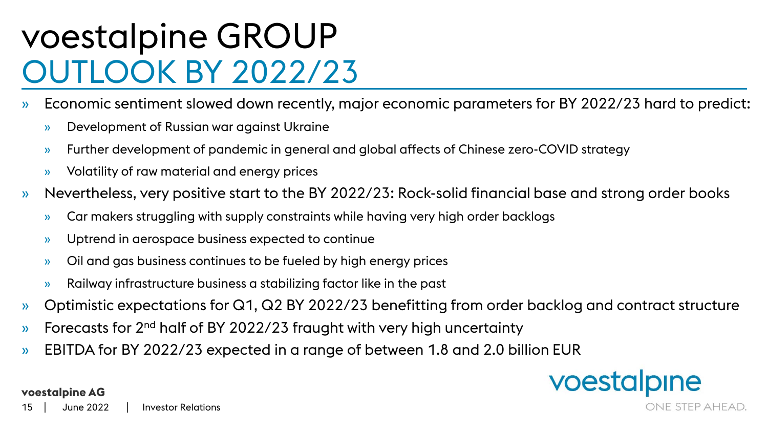# voestalpine GROUP
## OUTLOOK BY 2022/23

- Economic sentiment slowed down recently, major economic parameters for BY 2022/23 hard to predict:
  - Development of Russian war against Ukraine
  - Further development of pandemic in general and global affects of Chinese zero-COVID strategy
  - Volatility of raw material and energy prices
- Nevertheless, very positive start to the BY 2022/23: Rock-solid financial base and strong order books
  - Car makers struggling with supply constraints while having very high order backlogs
  - Uptrend in aerospace business expected to continue
  - Oil and gas business continues to be fueled by high energy prices
  - Railway infrastructure business a stabilizing factor like in the past
- Optimistic expectations for Q1, Q2 BY 2022/23 benefitting from order backlog and contract structure
- Forecasts for 2nd half of BY 2022/23 fraught with very high uncertainty
- EBITDA for BY 2022/23 expected in a range of between 1.8 and 2.0 billion EUR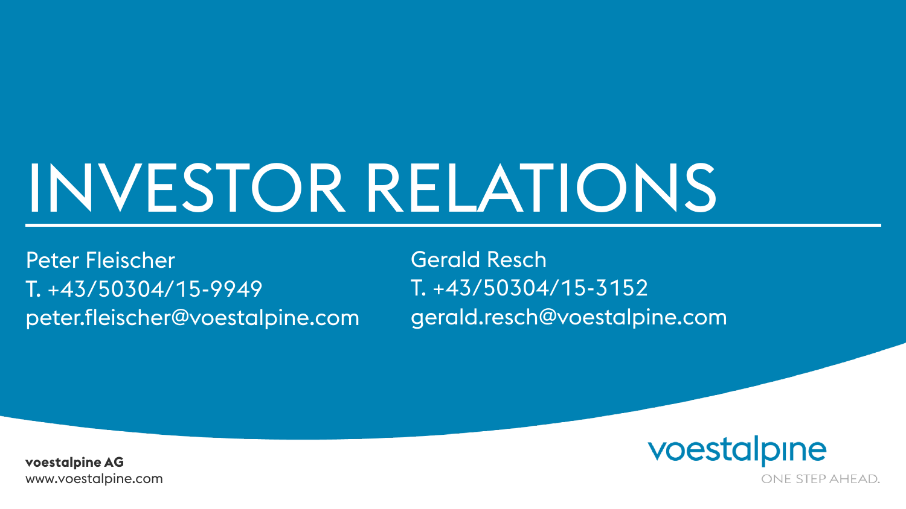# INVESTOR RELATIONS

Peter Fleischer
T. +43/50304/15-9949
peter.fleischer@voestalpine.com

Gerald Resch
T. +43/50304/15-3152
gerald.resch@voestalpine.com

**voestalpine AG**
www.voestalpine.com

voestalpine
ONE STEP AHEAD.